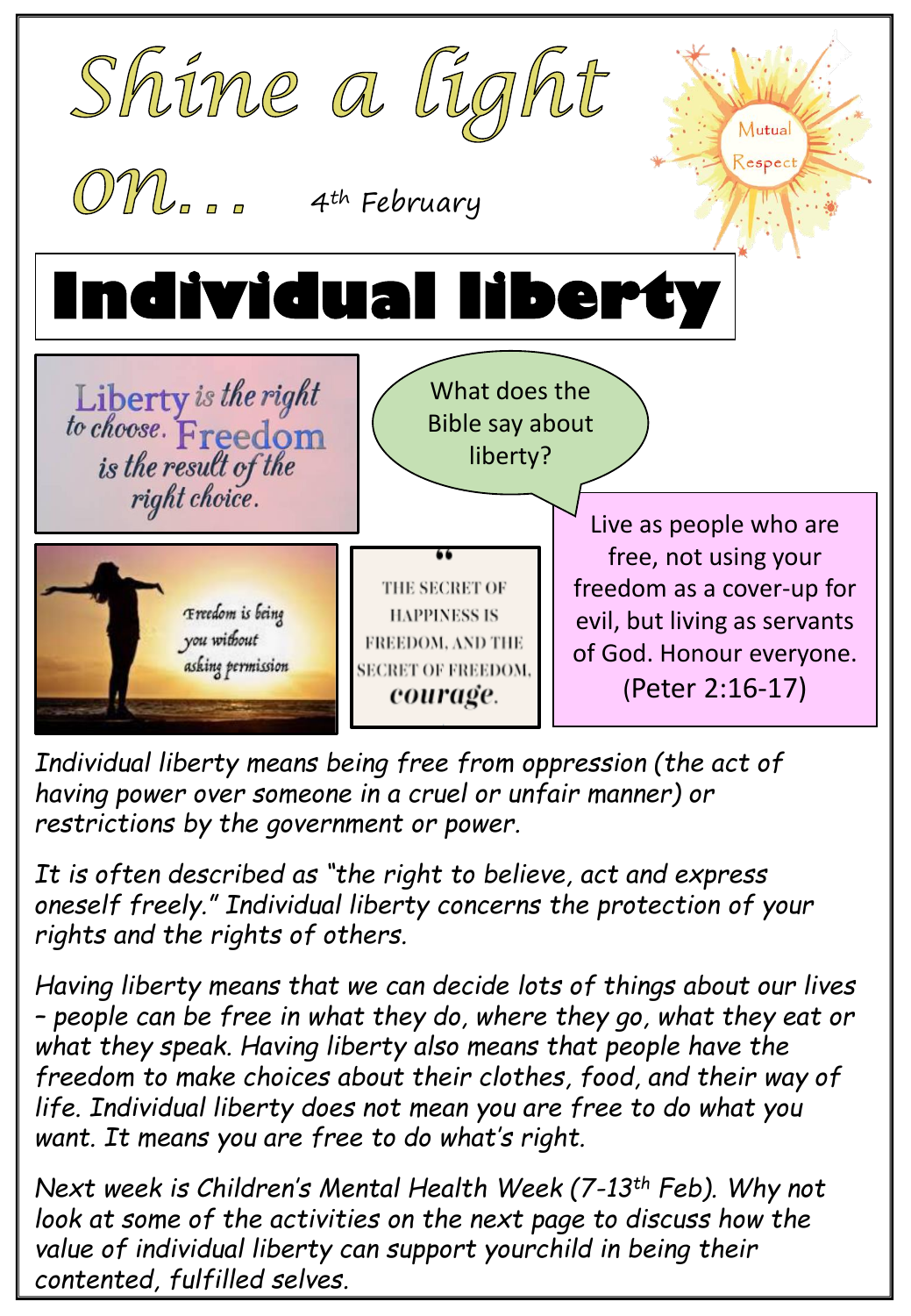# Shine a light on... 

4th February

Mutual Respect

# Individual liberty

Liberty is the right to choose. Freedom is the result of the right choice.

What does the Bible say about liberty?

Freedom is being you without asking permission

THE SECRET OF HAPPINESS IS FREEDOM, AND THE SECRET OF FREEDOM, *courage*.

Live as people who are free, not using your freedom as a cover-up for evil, but living as servants of God. Honour everyone. (Peter 2:16-17)

*Individual liberty means being free from oppression (the act of having power over someone in a cruel or unfair manner) or restrictions by the government or power.*

*It is often described as "the right to believe, act and express oneself freely." Individual liberty concerns the protection of your rights and the rights of others.*

*Having liberty means that we can decide lots of things about our lives – people can be free in what they do, where they go, what they eat or what they speak. Having liberty also means that people have the freedom to make choices about their clothes, food, and their way of life. Individual liberty does not mean you are free to do what you want. It means you are free to do what's right.*

*Next week is Children's Mental Health Week (7-13th Feb). Why not look at some of the activities on the next page to discuss how the value of individual liberty can support yourchild in being their contented, fulfilled selves.*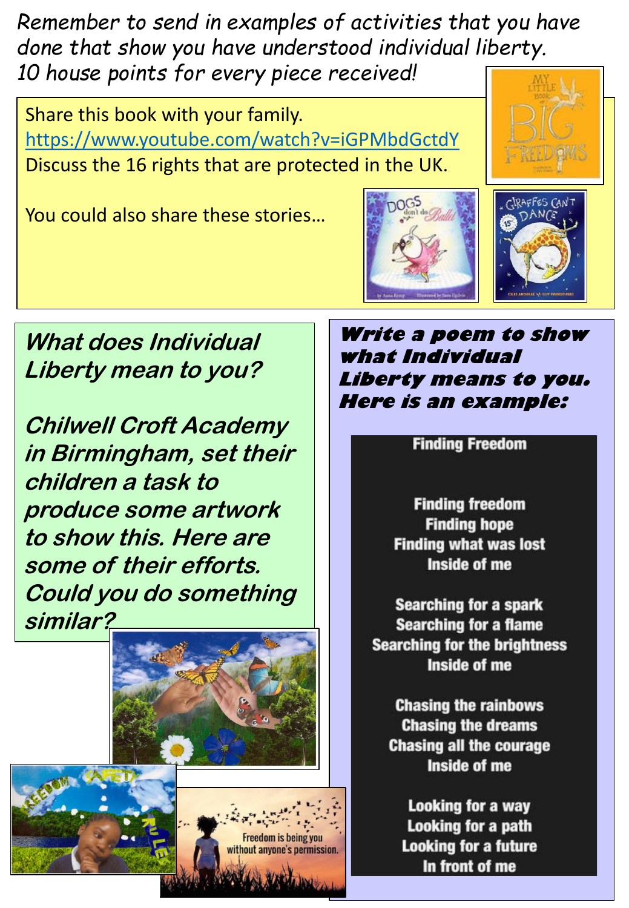*Remember to send in examples of activities that you have done that show you have understood individual liberty.*
*10 house points for every piece received!*

Share this book with your family.
https://www.youtube.com/watch?v=iGPMbdGctdY
Discuss the 16 rights that are protected in the UK.

You could also share these stories…

***What does Individual Liberty mean to you?***

***Chilwell Croft Academy in Birmingham, set their children a task to produce some artwork to show this. Here are some of their efforts. Could you do something similar?***

## Write a poem to show what Individual Liberty means to you. Here is an example:

**Finding Freedom**

**Finding freedom**
**Finding hope**
**Finding what was lost**
**Inside of me**

**Searching for a spark**
**Searching for a flame**
**Searching for the brightness**
**Inside of me**

**Chasing the rainbows**
**Chasing the dreams**
**Chasing all the courage**
**Inside of me**

**Looking for a way**
**Looking for a path**
**Looking for a future**
**In front of me**